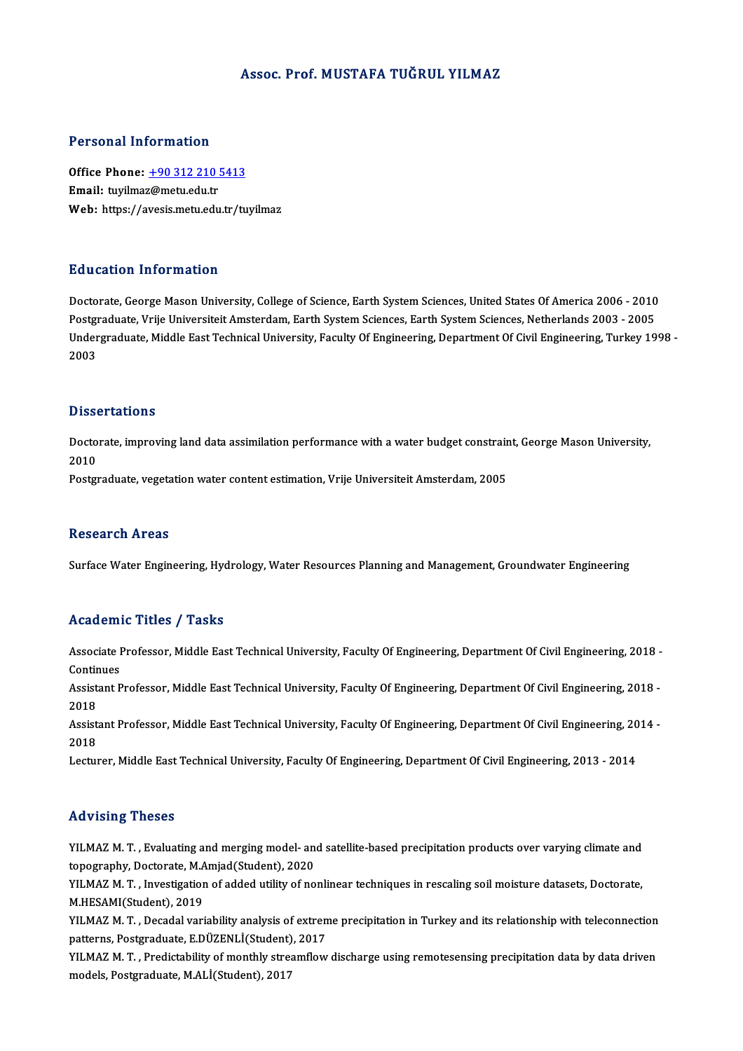# Assoc. Prof. MUSTAFA TUĞRUL YILMAZ

## Personal Information

**Office Phone:** +90 312 210 5413
**Email:** tuyilmaz@metu.edu.tr
**Web:** https://avesis.metu.edu.tr/tuyilmaz

## Education Information

Doctorate, George Mason University, College of Science, Earth System Sciences, United States Of America 2006 - 2010
Postgraduate, Vrije Universiteit Amsterdam, Earth System Sciences, Earth System Sciences, Netherlands 2003 - 2005
Undergraduate, Middle East Technical University, Faculty Of Engineering, Department Of Civil Engineering, Turkey 1998 - 2003

## Dissertations

Doctorate, improving land data assimilation performance with a water budget constraint, George Mason University, 2010
Postgraduate, vegetation water content estimation, Vrije Universiteit Amsterdam, 2005

## Research Areas

Surface Water Engineering, Hydrology, Water Resources Planning and Management, Groundwater Engineering

## Academic Titles / Tasks

Associate Professor, Middle East Technical University, Faculty Of Engineering, Department Of Civil Engineering, 2018 - Continues
Assistant Professor, Middle East Technical University, Faculty Of Engineering, Department Of Civil Engineering, 2018 - 2018
Assistant Professor, Middle East Technical University, Faculty Of Engineering, Department Of Civil Engineering, 2014 - 2018
Lecturer, Middle East Technical University, Faculty Of Engineering, Department Of Civil Engineering, 2013 - 2014

## Advising Theses

YILMAZ M. T. , Evaluating and merging model- and satellite-based precipitation products over varying climate and topography, Doctorate, M.Amjad(Student), 2020
YILMAZ M. T. , Investigation of added utility of nonlinear techniques in rescaling soil moisture datasets, Doctorate, M.HESAMI(Student), 2019
YILMAZ M. T. , Decadal variability analysis of extreme precipitation in Turkey and its relationship with teleconnection patterns, Postgraduate, E.DÜZENLİ(Student), 2017
YILMAZ M. T. , Predictability of monthly streamflow discharge using remotesensing precipitation data by data driven models, Postgraduate, M.ALİ(Student), 2017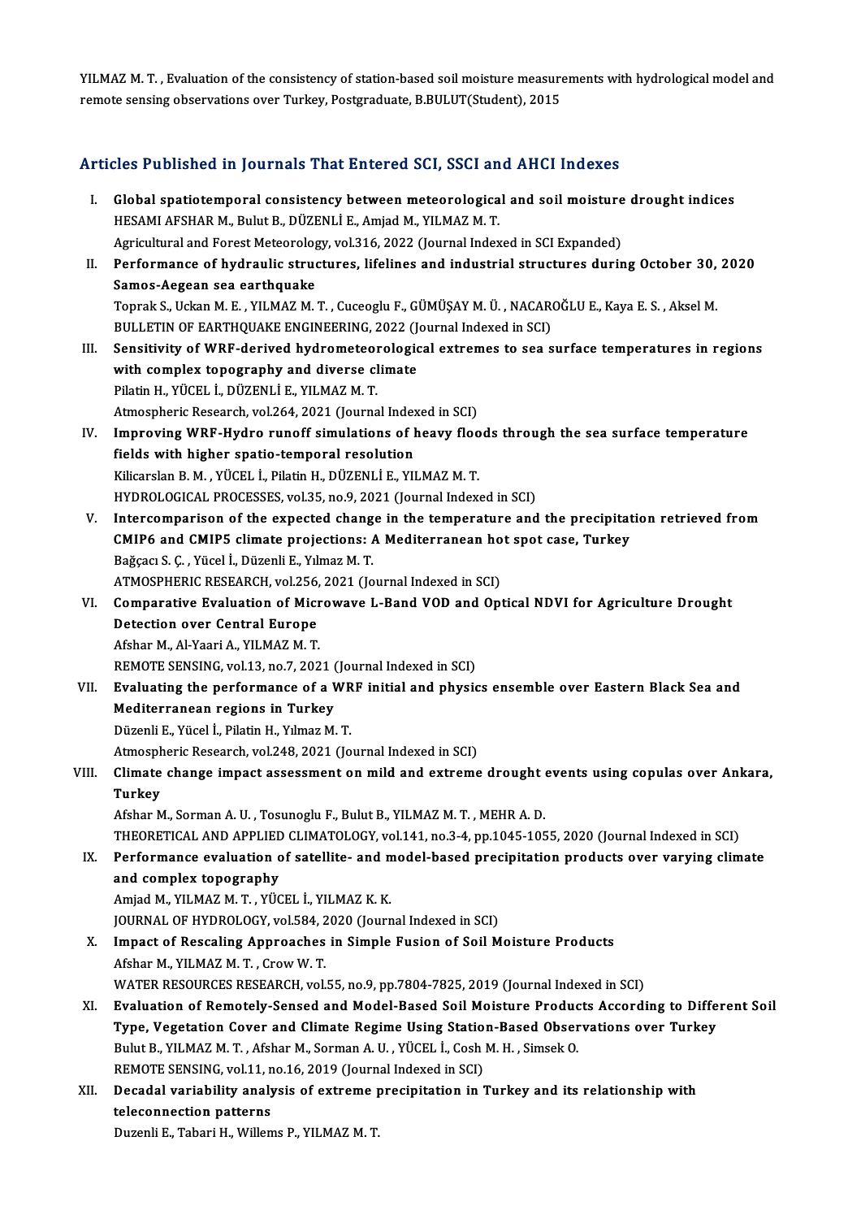YILMAZ M. T. , Evaluation of the consistency of station-based soil moisture measurements with hydrological model and remote sensing observations over Turkey, Postgraduate, B.BULUT(Student), 2015

## Articles Published in Journals That Entered SCI, SSCI and AHCI Indexes

I. **Global spatiotemporal consistency between meteorological and soil moisture drought indices**
HESAMI AFSHAR M., Bulut B., DÜZENLİ E., Amjad M., YILMAZ M. T.
Agricultural and Forest Meteorology, vol.316, 2022 (Journal Indexed in SCI Expanded)

II. **Performance of hydraulic structures, lifelines and industrial structures during October 30, 2020 Samos-Aegean sea earthquake**
Toprak S., Uckan M. E. , YILMAZ M. T. , Cuceoglu F., GÜMÜŞAY M. Ü. , NACAROĞLU E., Kaya E. S. , Aksel M.
BULLETIN OF EARTHQUAKE ENGINEERING, 2022 (Journal Indexed in SCI)

III. **Sensitivity of WRF-derived hydrometeorological extremes to sea surface temperatures in regions with complex topography and diverse climate**
Pilatin H., YÜCEL İ., DÜZENLİ E., YILMAZ M. T.
Atmospheric Research, vol.264, 2021 (Journal Indexed in SCI)

IV. **Improving WRF-Hydro runoff simulations of heavy floods through the sea surface temperature fields with higher spatio-temporal resolution**
Kilicarslan B. M. , YÜCEL İ., Pilatin H., DÜZENLİ E., YILMAZ M. T.
HYDROLOGICAL PROCESSES, vol.35, no.9, 2021 (Journal Indexed in SCI)

V. **Intercomparison of the expected change in the temperature and the precipitation retrieved from CMIP6 and CMIP5 climate projections: A Mediterranean hot spot case, Turkey**
Bağçacı S. Ç. , Yücel İ., Düzenli E., Yılmaz M. T.
ATMOSPHERIC RESEARCH, vol.256, 2021 (Journal Indexed in SCI)

VI. **Comparative Evaluation of Microwave L-Band VOD and Optical NDVI for Agriculture Drought Detection over Central Europe**
Afshar M., Al-Yaari A., YILMAZ M. T.
REMOTE SENSING, vol.13, no.7, 2021 (Journal Indexed in SCI)

VII. **Evaluating the performance of a WRF initial and physics ensemble over Eastern Black Sea and Mediterranean regions in Turkey**
Düzenli E., Yücel İ., Pilatin H., Yılmaz M. T.
Atmospheric Research, vol.248, 2021 (Journal Indexed in SCI)

VIII. **Climate change impact assessment on mild and extreme drought events using copulas over Ankara, Turkey**
Afshar M., Sorman A. U. , Tosunoglu F., Bulut B., YILMAZ M. T. , MEHR A. D.
THEORETICAL AND APPLIED CLIMATOLOGY, vol.141, no.3-4, pp.1045-1055, 2020 (Journal Indexed in SCI)

IX. **Performance evaluation of satellite- and model-based precipitation products over varying climate and complex topography**
Amjad M., YILMAZ M. T. , YÜCEL İ., YILMAZ K. K.
JOURNAL OF HYDROLOGY, vol.584, 2020 (Journal Indexed in SCI)

X. **Impact of Rescaling Approaches in Simple Fusion of Soil Moisture Products**
Afshar M., YILMAZ M. T. , Crow W. T.
WATER RESOURCES RESEARCH, vol.55, no.9, pp.7804-7825, 2019 (Journal Indexed in SCI)

XI. **Evaluation of Remotely-Sensed and Model-Based Soil Moisture Products According to Different Soil Type, Vegetation Cover and Climate Regime Using Station-Based Observations over Turkey**
Bulut B., YILMAZ M. T. , Afshar M., Sorman A. U. , YÜCEL İ., Cosh M. H. , Simsek O.
REMOTE SENSING, vol.11, no.16, 2019 (Journal Indexed in SCI)

XII. **Decadal variability analysis of extreme precipitation in Turkey and its relationship with teleconnection patterns**
Duzenli E., Tabari H., Willems P., YILMAZ M. T.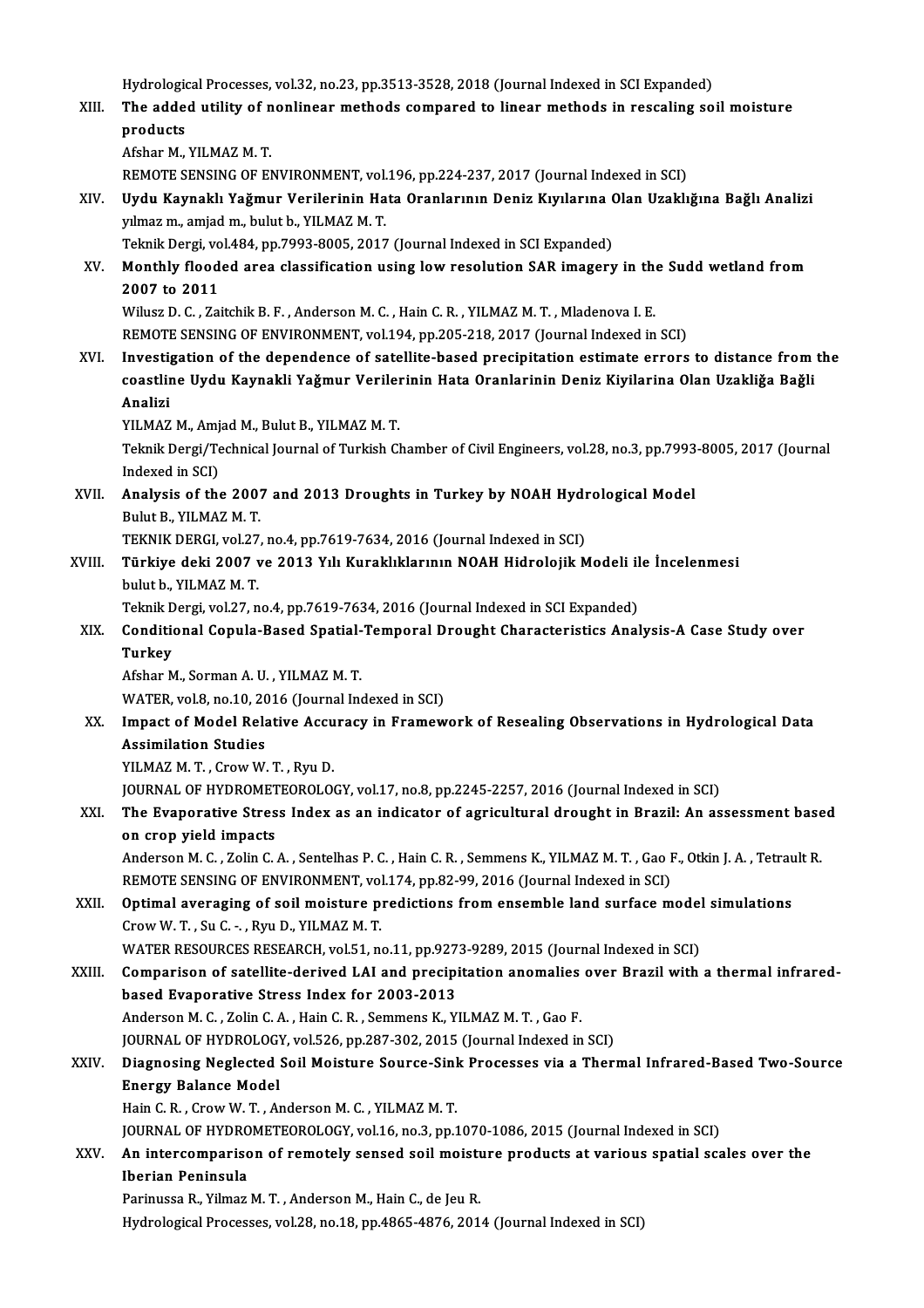Hydrological Processes, vol.32, no.23, pp.3513-3528, 2018 (Journal Indexed in SCI Expanded)

XIII. **The added utility of nonlinear methods compared to linear methods in rescaling soil moisture products**
Afshar M., YILMAZ M. T.
REMOTE SENSING OF ENVIRONMENT, vol.196, pp.224-237, 2017 (Journal Indexed in SCI)

XIV. **Uydu Kaynaklı Yağmur Verilerinin Hata Oranlarının Deniz Kıyılarına Olan Uzaklığına Bağlı Analizi**
yılmaz m., amjad m., bulut b., YILMAZ M. T.
Teknik Dergi, vol.484, pp.7993-8005, 2017 (Journal Indexed in SCI Expanded)

XV. **Monthly flooded area classification using low resolution SAR imagery in the Sudd wetland from 2007 to 2011**
Wilusz D. C. , Zaitchik B. F. , Anderson M. C. , Hain C. R. , YILMAZ M. T. , Mladenova I. E.
REMOTE SENSING OF ENVIRONMENT, vol.194, pp.205-218, 2017 (Journal Indexed in SCI)

XVI. **Investigation of the dependence of satellite-based precipitation estimate errors to distance from the coastline Uydu Kaynakli Yağmur Verilerinin Hata Oranlarinin Deniz Kiyilarina Olan Uzakliğa Bağli Analizi**
YILMAZ M., Amjad M., Bulut B., YILMAZ M. T.
Teknik Dergi/Technical Journal of Turkish Chamber of Civil Engineers, vol.28, no.3, pp.7993-8005, 2017 (Journal Indexed in SCI)

XVII. **Analysis of the 2007 and 2013 Droughts in Turkey by NOAH Hydrological Model**
Bulut B., YILMAZ M. T.
TEKNIK DERGI, vol.27, no.4, pp.7619-7634, 2016 (Journal Indexed in SCI)

XVIII. **Türkiye deki 2007 ve 2013 Yılı Kuraklıklarının NOAH Hidrolojik Modeli ile İncelenmesi**
bulut b., YILMAZ M. T.
Teknik Dergi, vol.27, no.4, pp.7619-7634, 2016 (Journal Indexed in SCI Expanded)

XIX. **Conditional Copula-Based Spatial-Temporal Drought Characteristics Analysis-A Case Study over Turkey**
Afshar M., Sorman A. U. , YILMAZ M. T.
WATER, vol.8, no.10, 2016 (Journal Indexed in SCI)

XX. **Impact of Model Relative Accuracy in Framework of Rescaling Observations in Hydrological Data Assimilation Studies**
YILMAZ M. T. , Crow W. T. , Ryu D.
JOURNAL OF HYDROMETEOROLOGY, vol.17, no.8, pp.2245-2257, 2016 (Journal Indexed in SCI)

XXI. **The Evaporative Stress Index as an indicator of agricultural drought in Brazil: An assessment based on crop yield impacts**
Anderson M. C. , Zolin C. A. , Sentelhas P. C. , Hain C. R. , Semmens K., YILMAZ M. T. , Gao F., Otkin J. A. , Tetrault R.
REMOTE SENSING OF ENVIRONMENT, vol.174, pp.82-99, 2016 (Journal Indexed in SCI)

XXII. **Optimal averaging of soil moisture predictions from ensemble land surface model simulations**
Crow W. T. , Su C. -. , Ryu D., YILMAZ M. T.
WATER RESOURCES RESEARCH, vol.51, no.11, pp.9273-9289, 2015 (Journal Indexed in SCI)

XXIII. **Comparison of satellite-derived LAI and precipitation anomalies over Brazil with a thermal infrared-based Evaporative Stress Index for 2003-2013**
Anderson M. C. , Zolin C. A. , Hain C. R. , Semmens K., YILMAZ M. T. , Gao F.
JOURNAL OF HYDROLOGY, vol.526, pp.287-302, 2015 (Journal Indexed in SCI)

XXIV. **Diagnosing Neglected Soil Moisture Source-Sink Processes via a Thermal Infrared-Based Two-Source Energy Balance Model**
Hain C. R. , Crow W. T. , Anderson M. C. , YILMAZ M. T.
JOURNAL OF HYDROMETEOROLOGY, vol.16, no.3, pp.1070-1086, 2015 (Journal Indexed in SCI)

XXV. **An intercomparison of remotely sensed soil moisture products at various spatial scales over the Iberian Peninsula**
Parinussa R., Yilmaz M. T. , Anderson M., Hain C., de Jeu R.
Hydrological Processes, vol.28, no.18, pp.4865-4876, 2014 (Journal Indexed in SCI)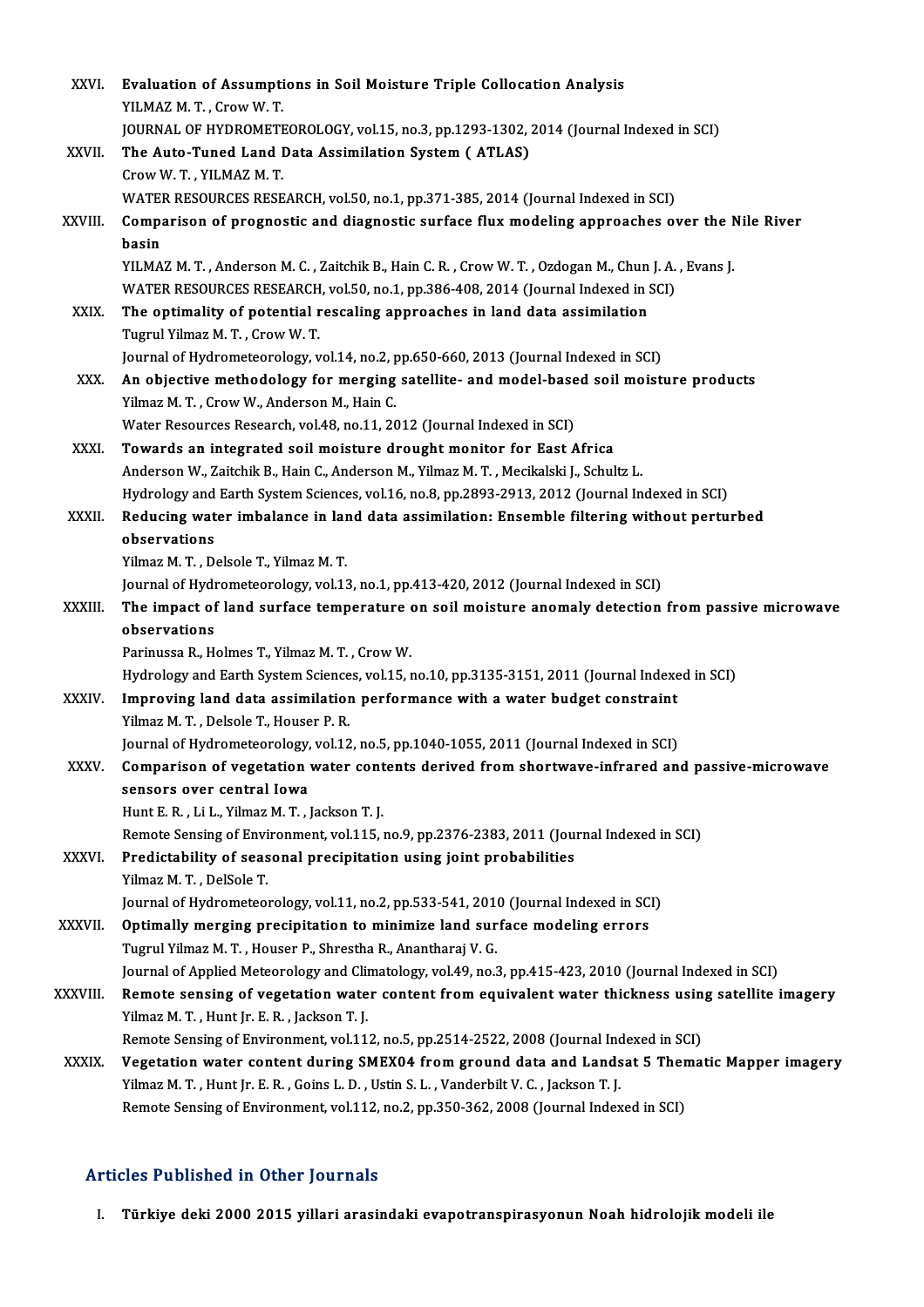XXVI. **Evaluation of Assumptions in Soil Moisture Triple Collocation Analysis**
YILMAZ M. T. , Crow W. T.
JOURNAL OF HYDROMETEOROLOGY, vol.15, no.3, pp.1293-1302, 2014 (Journal Indexed in SCI)

XXVII. **The Auto-Tuned Land Data Assimilation System ( ATLAS)**
Crow W. T. , YILMAZ M. T.
WATER RESOURCES RESEARCH, vol.50, no.1, pp.371-385, 2014 (Journal Indexed in SCI)

XXVIII. **Comparison of prognostic and diagnostic surface flux modeling approaches over the Nile River basin**
YILMAZ M. T. , Anderson M. C. , Zaitchik B., Hain C. R. , Crow W. T. , Ozdogan M., Chun J. A. , Evans J.
WATER RESOURCES RESEARCH, vol.50, no.1, pp.386-408, 2014 (Journal Indexed in SCI)

XXIX. **The optimality of potential rescaling approaches in land data assimilation**
Tugrul Yilmaz M. T. , Crow W. T.
Journal of Hydrometeorology, vol.14, no.2, pp.650-660, 2013 (Journal Indexed in SCI)

XXX. **An objective methodology for merging satellite- and model-based soil moisture products**
Yilmaz M. T. , Crow W., Anderson M., Hain C.
Water Resources Research, vol.48, no.11, 2012 (Journal Indexed in SCI)

XXXI. **Towards an integrated soil moisture drought monitor for East Africa**
Anderson W., Zaitchik B., Hain C., Anderson M., Yilmaz M. T. , Mecikalski J., Schultz L.
Hydrology and Earth System Sciences, vol.16, no.8, pp.2893-2913, 2012 (Journal Indexed in SCI)

XXXII. **Reducing water imbalance in land data assimilation: Ensemble filtering without perturbed observations**
Yilmaz M. T. , Delsole T., Yilmaz M. T.
Journal of Hydrometeorology, vol.13, no.1, pp.413-420, 2012 (Journal Indexed in SCI)

XXXIII. **The impact of land surface temperature on soil moisture anomaly detection from passive microwave observations**
Parinussa R., Holmes T., Yilmaz M. T. , Crow W.
Hydrology and Earth System Sciences, vol.15, no.10, pp.3135-3151, 2011 (Journal Indexed in SCI)

XXXIV. **Improving land data assimilation performance with a water budget constraint**
Yilmaz M. T. , Delsole T., Houser P. R.
Journal of Hydrometeorology, vol.12, no.5, pp.1040-1055, 2011 (Journal Indexed in SCI)

XXXV. **Comparison of vegetation water contents derived from shortwave-infrared and passive-microwave sensors over central Iowa**
Hunt E. R. , Li L., Yilmaz M. T. , Jackson T. J.
Remote Sensing of Environment, vol.115, no.9, pp.2376-2383, 2011 (Journal Indexed in SCI)

XXXVI. **Predictability of seasonal precipitation using joint probabilities**
Yilmaz M. T. , DelSole T.
Journal of Hydrometeorology, vol.11, no.2, pp.533-541, 2010 (Journal Indexed in SCI)

XXXVII. **Optimally merging precipitation to minimize land surface modeling errors**
Tugrul Yilmaz M. T. , Houser P., Shrestha R., Anantharaj V. G.
Journal of Applied Meteorology and Climatology, vol.49, no.3, pp.415-423, 2010 (Journal Indexed in SCI)

XXXVIII. **Remote sensing of vegetation water content from equivalent water thickness using satellite imagery**
Yilmaz M. T. , Hunt Jr. E. R. , Jackson T. J.
Remote Sensing of Environment, vol.112, no.5, pp.2514-2522, 2008 (Journal Indexed in SCI)

XXXIX. **Vegetation water content during SMEX04 from ground data and Landsat 5 Thematic Mapper imagery**
Yilmaz M. T. , Hunt Jr. E. R. , Goins L. D. , Ustin S. L. , Vanderbilt V. C. , Jackson T. J.
Remote Sensing of Environment, vol.112, no.2, pp.350-362, 2008 (Journal Indexed in SCI)

## Articles Published in Other Journals

I. **Türkiye deki 2000 2015 yillari arasindaki evapotranspirasyonun Noah hidrolojik modeli ile**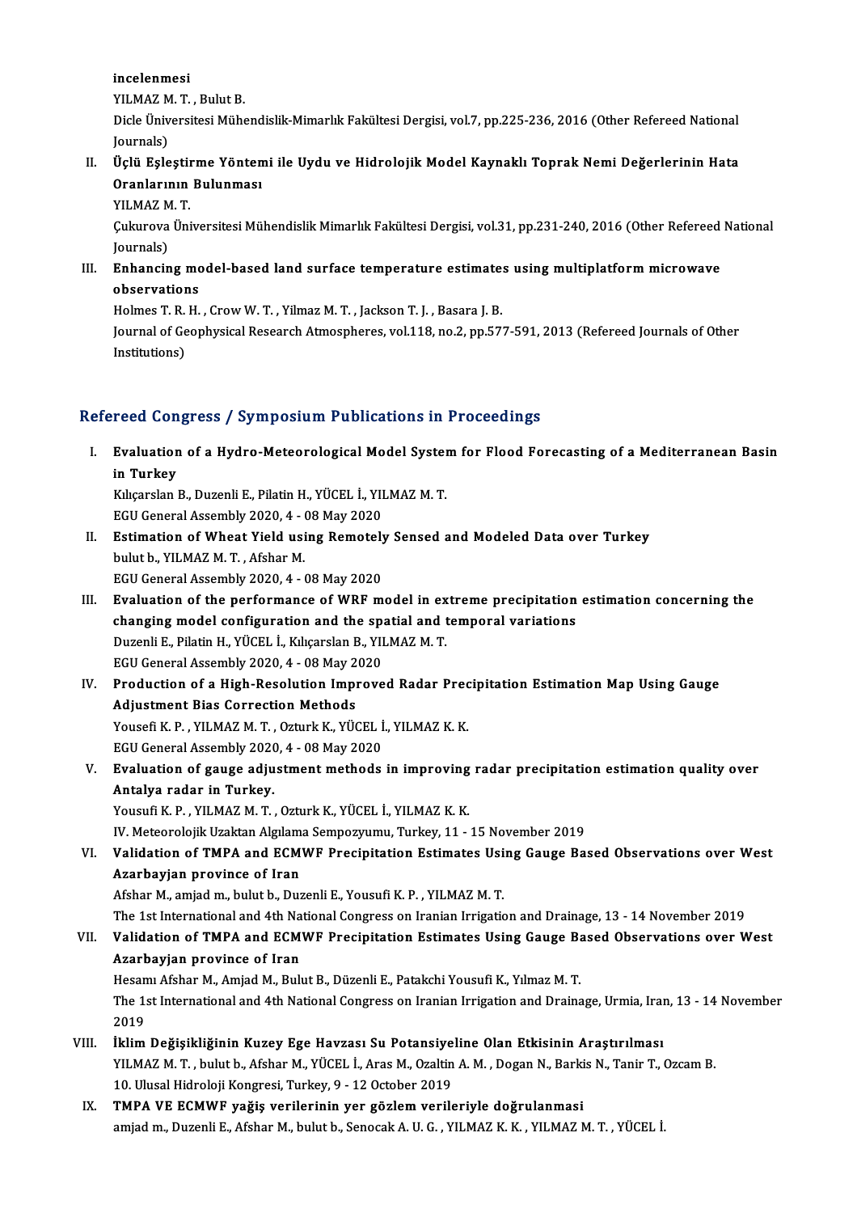incelenmesi
YILMAZ M. T. , Bulut B.
Dicle Üniversitesi Mühendislik-Mimarlık Fakültesi Dergisi, vol.7, pp.225-236, 2016 (Other Refereed National Journals)

II. **Üçlü Eşleştirme Yöntemi ile Uydu ve Hidrolojik Model Kaynaklı Toprak Nemi Değerlerinin Hata Oranlarının Bulunması**
YILMAZ M. T.
Çukurova Üniversitesi Mühendislik Mimarlık Fakültesi Dergisi, vol.31, pp.231-240, 2016 (Other Refereed National Journals)

III. **Enhancing model-based land surface temperature estimates using multiplatform microwave observations**
Holmes T. R. H. , Crow W. T. , Yilmaz M. T. , Jackson T. J. , Basara J. B.
Journal of Geophysical Research Atmospheres, vol.118, no.2, pp.577-591, 2013 (Refereed Journals of Other Institutions)

## Refereed Congress / Symposium Publications in Proceedings

I. **Evaluation of a Hydro-Meteorological Model System for Flood Forecasting of a Mediterranean Basin in Turkey**
Kılıçarslan B., Duzenli E., Pilatin H., YÜCEL İ., YILMAZ M. T.
EGU General Assembly 2020, 4 - 08 May 2020

II. **Estimation of Wheat Yield using Remotely Sensed and Modeled Data over Turkey**
bulut b., YILMAZ M. T. , Afshar M.
EGU General Assembly 2020, 4 - 08 May 2020

III. **Evaluation of the performance of WRF model in extreme precipitation estimation concerning the changing model configuration and the spatial and temporal variations**
Duzenli E., Pilatin H., YÜCEL İ., Kılıçarslan B., YILMAZ M. T.
EGU General Assembly 2020, 4 - 08 May 2020

IV. **Production of a High-Resolution Improved Radar Precipitation Estimation Map Using Gauge Adjustment Bias Correction Methods**
Yousefi K. P. , YILMAZ M. T. , Ozturk K., YÜCEL İ., YILMAZ K. K.
EGU General Assembly 2020, 4 - 08 May 2020

V. **Evaluation of gauge adjustment methods in improving radar precipitation estimation quality over Antalya radar in Turkey.**
Yousufi K. P. , YILMAZ M. T. , Ozturk K., YÜCEL İ., YILMAZ K. K.
IV. Meteorolojik Uzaktan Algılama Sempozyumu, Turkey, 11 - 15 November 2019

VI. **Validation of TMPA and ECMWF Precipitation Estimates Using Gauge Based Observations over West Azarbayjan province of Iran**
Afshar M., amjad m., bulut b., Duzenli E., Yousufi K. P. , YILMAZ M. T.
The 1st International and 4th National Congress on Iranian Irrigation and Drainage, 13 - 14 November 2019

VII. **Validation of TMPA and ECMWF Precipitation Estimates Using Gauge Based Observations over West Azarbayjan province of Iran**
Hesamı Afshar M., Amjad M., Bulut B., Düzenli E., Patakchi Yousufi K., Yılmaz M. T.
The 1st International and 4th National Congress on Iranian Irrigation and Drainage, Urmia, Iran, 13 - 14 November 2019

VIII. **İklim Değişikliğinin Kuzey Ege Havzası Su Potansiyeline Olan Etkisinin Araştırılması**
YILMAZ M. T. , bulut b., Afshar M., YÜCEL İ., Aras M., Ozaltin A. M. , Dogan N., Barkis N., Tanir T., Ozcam B.
10. Ulusal Hidroloji Kongresi, Turkey, 9 - 12 October 2019

IX. **TMPA VE ECMWF yağış verilerinin yer gözlem verileriyle doğrulanmasi**
amjad m., Duzenli E., Afshar M., bulut b., Senocak A. U. G. , YILMAZ K. K. , YILMAZ M. T. , YÜCEL İ.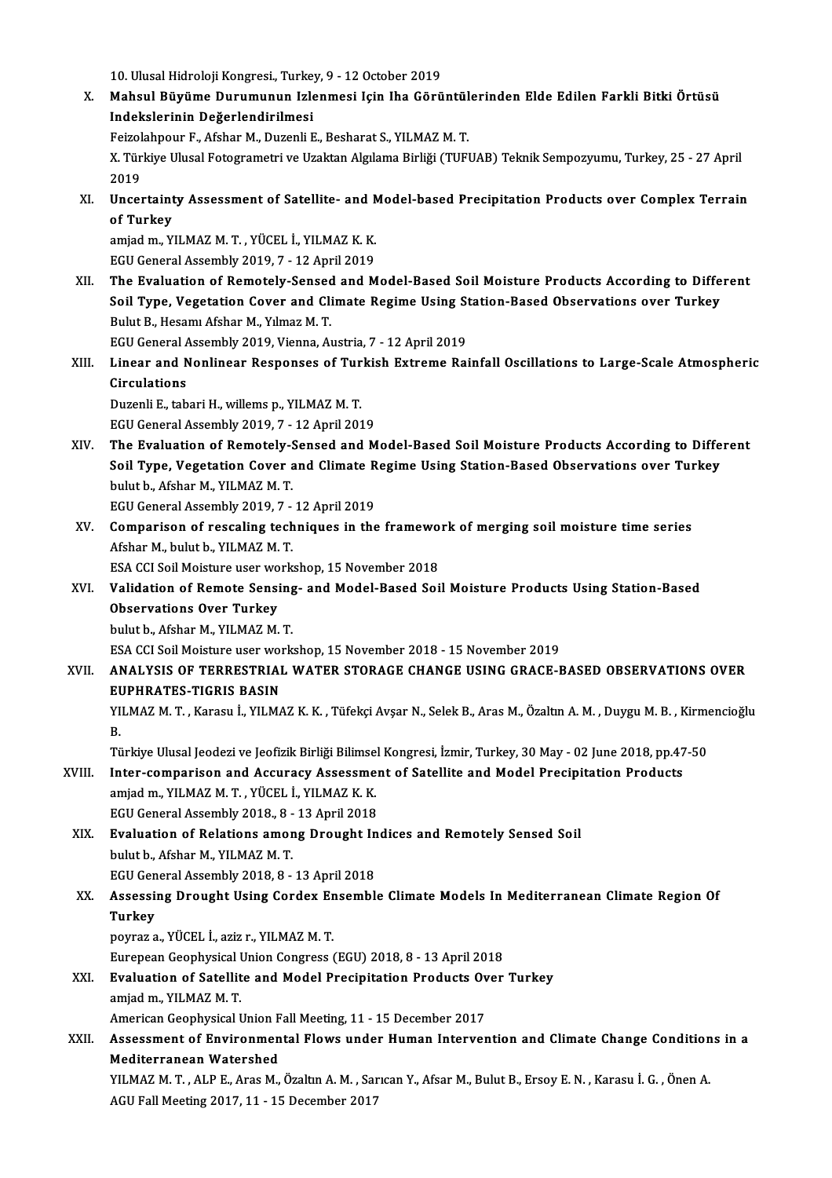10. Ulusal Hidroloji Kongresi., Turkey, 9 - 12 October 2019

X. **Mahsul Büyüme Durumunun Izlenmesi Için Iha Görüntülerinden Elde Edilen Farkli Bitki Örtüsü Indekslerinin Değerlendirilmesi**
   Feizolahpour F., Afshar M., Duzenli E., Besharat S., YILMAZ M. T.
   X. Türkiye Ulusal Fotogrametri ve Uzaktan Algılama Birliği (TUFUAB) Teknik Sempozyumu, Turkey, 25 - 27 April 2019

XI. **Uncertainty Assessment of Satellite- and Model-based Precipitation Products over Complex Terrain of Turkey**
   amjad m., YILMAZ M. T. , YÜCEL İ., YILMAZ K. K.
   EGU General Assembly 2019, 7 - 12 April 2019

XII. **The Evaluation of Remotely-Sensed and Model-Based Soil Moisture Products According to Different Soil Type, Vegetation Cover and Climate Regime Using Station-Based Observations over Turkey**
   Bulut B., Hesamı Afshar M., Yılmaz M. T.
   EGU General Assembly 2019, Vienna, Austria, 7 - 12 April 2019

XIII. **Linear and Nonlinear Responses of Turkish Extreme Rainfall Oscillations to Large-Scale Atmospheric Circulations**
   Duzenli E., tabari H., willems p., YILMAZ M. T.
   EGU General Assembly 2019, 7 - 12 April 2019

XIV. **The Evaluation of Remotely-Sensed and Model-Based Soil Moisture Products According to Different Soil Type, Vegetation Cover and Climate Regime Using Station-Based Observations over Turkey**
   bulut b., Afshar M., YILMAZ M. T.
   EGU General Assembly 2019, 7 - 12 April 2019

XV. **Comparison of rescaling techniques in the framework of merging soil moisture time series**
   Afshar M., bulut b., YILMAZ M. T.
   ESA CCI Soil Moisture user workshop, 15 November 2018

XVI. **Validation of Remote Sensing- and Model-Based Soil Moisture Products Using Station-Based Observations Over Turkey**
   bulut b., Afshar M., YILMAZ M. T.
   ESA CCI Soil Moisture user workshop, 15 November 2018 - 15 November 2019

XVII. **ANALYSIS OF TERRESTRIAL WATER STORAGE CHANGE USING GRACE-BASED OBSERVATIONS OVER EUPHRATES-TIGRIS BASIN**
   YILMAZ M. T. , Karasu İ., YILMAZ K. K. , Tüfekçi Avşar N., Selek B., Aras M., Özaltın A. M. , Duygu M. B. , Kirmencioğlu B.
   Türkiye Ulusal Jeodezi ve Jeofizik Birliği Bilimsel Kongresi, İzmir, Turkey, 30 May - 02 June 2018, pp.47-50

XVIII. **Inter-comparison and Accuracy Assessment of Satellite and Model Precipitation Products**
   amjad m., YILMAZ M. T. , YÜCEL İ., YILMAZ K. K.
   EGU General Assembly 2018., 8 - 13 April 2018

XIX. **Evaluation of Relations among Drought Indices and Remotely Sensed Soil**
   bulut b., Afshar M., YILMAZ M. T.
   EGU General Assembly 2018, 8 - 13 April 2018

XX. **Assessing Drought Using Cordex Ensemble Climate Models In Mediterranean Climate Region Of Turkey**
   poyraz a., YÜCEL İ., aziz r., YILMAZ M. T.
   Eurepean Geophysical Union Congress (EGU) 2018, 8 - 13 April 2018

XXI. **Evaluation of Satellite and Model Precipitation Products Over Turkey**
   amjad m., YILMAZ M. T.
   American Geophysical Union Fall Meeting, 11 - 15 December 2017

XXII. **Assessment of Environmental Flows under Human Intervention and Climate Change Conditions in a Mediterranean Watershed**
   YILMAZ M. T. , ALP E., Aras M., Özaltın A. M. , Sarıcan Y., Afsar M., Bulut B., Ersoy E. N. , Karasu İ. G. , Önen A.
   AGU Fall Meeting 2017, 11 - 15 December 2017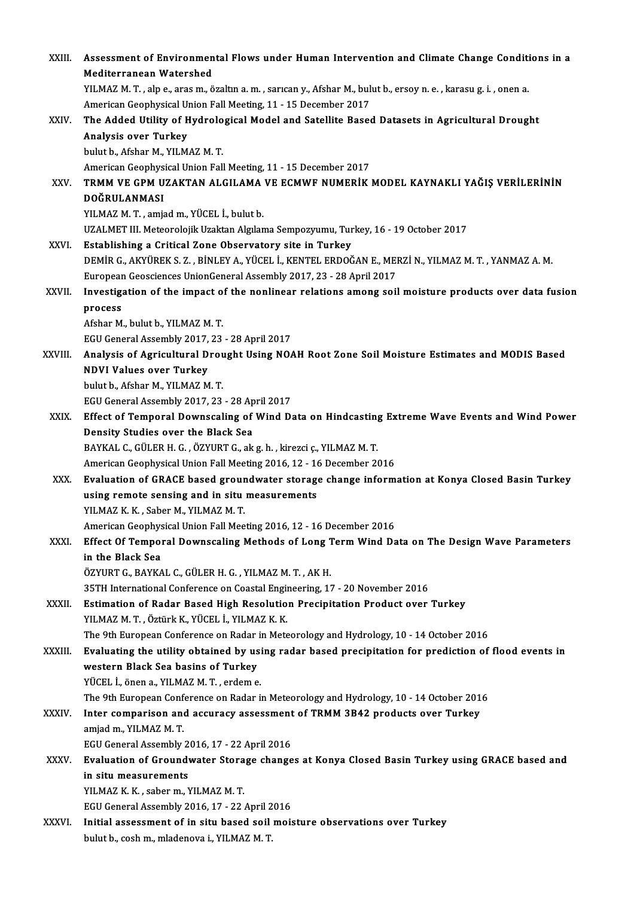XXIII. **Assessment of Environmental Flows under Human Intervention and Climate Change Conditions in a Mediterranean Watershed**
YILMAZ M. T. , alp e., aras m., özaltın a. m. , sarıcan y., Afshar M., bulut b., ersoy n. e. , karasu g. i. , onen a.
American Geophysical Union Fall Meeting, 11 - 15 December 2017

XXIV. **The Added Utility of Hydrological Model and Satellite Based Datasets in Agricultural Drought Analysis over Turkey**
bulut b., Afshar M., YILMAZ M. T.
American Geophysical Union Fall Meeting, 11 - 15 December 2017

XXV. **TRMM VE GPM UZAKTAN ALGILAMA VE ECMWF NUMERİK MODEL KAYNAKLI YAĞIŞ VERİLERİNİN DOĞRULANMASI**
YILMAZ M. T. , amjad m., YÜCEL İ., bulut b.
UZALMET III. Meteorolojik Uzaktan Algılama Sempozyumu, Turkey, 16 - 19 October 2017

XXVI. **Establishing a Critical Zone Observatory site in Turkey**
DEMİR G., AKYÜREK S. Z. , BİNLEY A., YÜCEL İ., KENTEL ERDOĞAN E., MERZİ N., YILMAZ M. T. , YANMAZ A. M.
European Geosciences UnionGeneral Assembly 2017, 23 - 28 April 2017

XXVII. **Investigation of the impact of the nonlinear relations among soil moisture products over data fusion process**
Afshar M., bulut b., YILMAZ M. T.
EGU General Assembly 2017, 23 - 28 April 2017

XXVIII. **Analysis of Agricultural Drought Using NOAH Root Zone Soil Moisture Estimates and MODIS Based NDVI Values over Turkey**
bulut b., Afshar M., YILMAZ M. T.
EGU General Assembly 2017, 23 - 28 April 2017

XXIX. **Effect of Temporal Downscaling of Wind Data on Hindcasting Extreme Wave Events and Wind Power Density Studies over the Black Sea**
BAYKAL C., GÜLER H. G. , ÖZYURT G., ak g. h. , kirezci ç., YILMAZ M. T.
American Geophysical Union Fall Meeting 2016, 12 - 16 December 2016

XXX. **Evaluation of GRACE based groundwater storage change information at Konya Closed Basin Turkey using remote sensing and in situ measurements**
YILMAZ K. K. , Saber M., YILMAZ M. T.
American Geophysical Union Fall Meeting 2016, 12 - 16 December 2016

XXXI. **Effect Of Temporal Downscaling Methods of Long Term Wind Data on The Design Wave Parameters in the Black Sea**
ÖZYURT G., BAYKAL C., GÜLER H. G. , YILMAZ M. T. , AK H.
35TH International Conference on Coastal Engineering, 17 - 20 November 2016

XXXII. **Estimation of Radar Based High Resolution Precipitation Product over Turkey**
YILMAZ M. T. , Öztürk K., YÜCEL İ., YILMAZ K. K.
The 9th European Conference on Radar in Meteorology and Hydrology, 10 - 14 October 2016

XXXIII. **Evaluating the utility obtained by using radar based precipitation for prediction of flood events in western Black Sea basins of Turkey**
YÜCEL İ., önen a., YILMAZ M. T. , erdem e.
The 9th European Conference on Radar in Meteorology and Hydrology, 10 - 14 October 2016

XXXIV. **Inter comparison and accuracy assessment of TRMM 3B42 products over Turkey**
amjad m., YILMAZ M. T.
EGU General Assembly 2016, 17 - 22 April 2016

XXXV. **Evaluation of Groundwater Storage changes at Konya Closed Basin Turkey using GRACE based and in situ measurements**
YILMAZ K. K. , saber m., YILMAZ M. T.
EGU General Assembly 2016, 17 - 22 April 2016

XXXVI. **Initial assessment of in situ based soil moisture observations over Turkey**
bulut b., cosh m., mladenova i., YILMAZ M. T.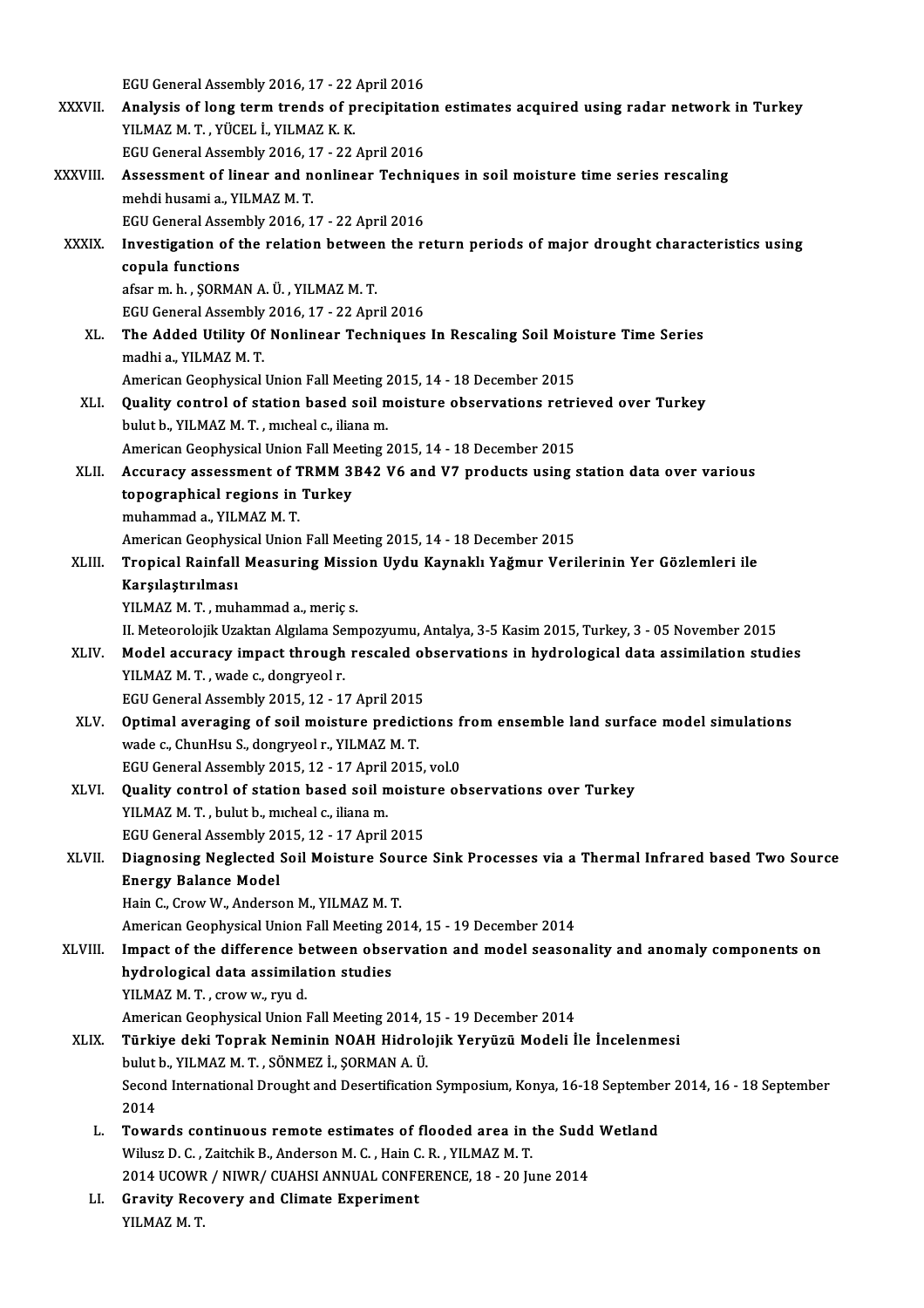EGU General Assembly 2016, 17 - 22 April 2016

XXXVII. **Analysis of long term trends of precipitation estimates acquired using radar network in Turkey**
YILMAZ M. T. , YÜCEL İ., YILMAZ K. K.
EGU General Assembly 2016, 17 - 22 April 2016

XXXVIII. **Assessment of linear and nonlinear Techniques in soil moisture time series rescaling**
mehdi husami a., YILMAZ M. T.
EGU General Assembly 2016, 17 - 22 April 2016

XXXIX. **Investigation of the relation between the return periods of major drought characteristics using copula functions**
afsar m. h. , ŞORMAN A. Ü. , YILMAZ M. T.
EGU General Assembly 2016, 17 - 22 April 2016

XL. **The Added Utility Of Nonlinear Techniques In Rescaling Soil Moisture Time Series**
madhi a., YILMAZ M. T.
American Geophysical Union Fall Meeting 2015, 14 - 18 December 2015

XLI. **Quality control of station based soil moisture observations retrieved over Turkey**
bulut b., YILMAZ M. T. , mıcheal c., iliana m.
American Geophysical Union Fall Meeting 2015, 14 - 18 December 2015

XLII. **Accuracy assessment of TRMM 3B42 V6 and V7 products using station data over various topographical regions in Turkey**
muhammad a., YILMAZ M. T.
American Geophysical Union Fall Meeting 2015, 14 - 18 December 2015

XLIII. **Tropical Rainfall Measuring Mission Uydu Kaynaklı Yağmur Verilerinin Yer Gözlemleri ile Karşılaştırılması**
YILMAZ M. T. , muhammad a., meriç s.
II. Meteorolojik Uzaktan Algılama Sempozyumu, Antalya, 3-5 Kasim 2015, Turkey, 3 - 05 November 2015

XLIV. **Model accuracy impact through rescaled observations in hydrological data assimilation studies**
YILMAZ M. T. , wade c., dongryeol r.
EGU General Assembly 2015, 12 - 17 April 2015

XLV. **Optimal averaging of soil moisture predictions from ensemble land surface model simulations**
wade c., ChunHsu S., dongryeol r., YILMAZ M. T.
EGU General Assembly 2015, 12 - 17 April 2015, vol.0

XLVI. **Quality control of station based soil moisture observations over Turkey**
YILMAZ M. T. , bulut b., mıcheal c., iliana m.
EGU General Assembly 2015, 12 - 17 April 2015

XLVII. **Diagnosing Neglected Soil Moisture Source Sink Processes via a Thermal Infrared based Two Source Energy Balance Model**
Hain C., Crow W., Anderson M., YILMAZ M. T.
American Geophysical Union Fall Meeting 2014, 15 - 19 December 2014

XLVIII. **Impact of the difference between observation and model seasonality and anomaly components on hydrological data assimilation studies**
YILMAZ M. T. , crow w., ryu d.
American Geophysical Union Fall Meeting 2014, 15 - 19 December 2014

XLIX. **Türkiye deki Toprak Neminin NOAH Hidrolojik Yeryüzü Modeli İle İncelenmesi**
bulut b., YILMAZ M. T. , SÖNMEZ İ., ŞORMAN A. Ü.
Second International Drought and Desertification Symposium, Konya, 16-18 September 2014, 16 - 18 September 2014

L. **Towards continuous remote estimates of flooded area in the Sudd Wetland**
Wilusz D. C. , Zaitchik B., Anderson M. C. , Hain C. R. , YILMAZ M. T.
2014 UCOWR / NIWR/ CUAHSI ANNUAL CONFERENCE, 18 - 20 June 2014

LI. **Gravity Recovery and Climate Experiment**
YILMAZ M. T.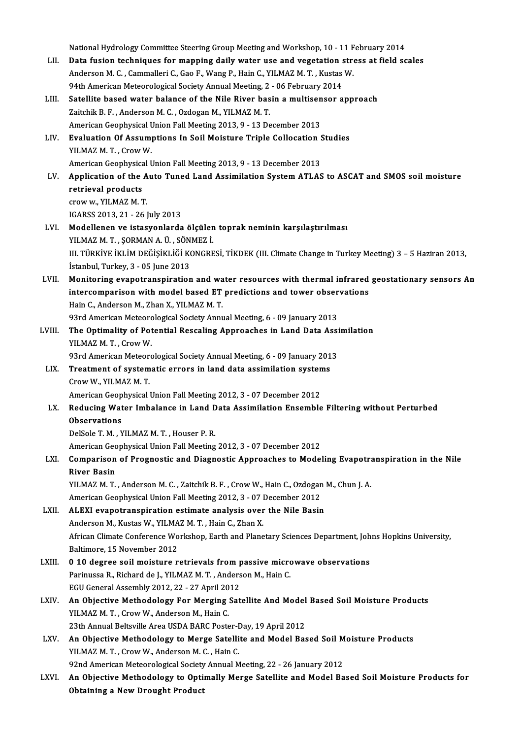National Hydrology Committee Steering Group Meeting and Workshop, 10 - 11 February 2014

LII. **Data fusion techniques for mapping daily water use and vegetation stress at field scales**
Anderson M. C. , Cammalleri C., Gao F., Wang P., Hain C., YILMAZ M. T. , Kustas W.
94th American Meteorological Society Annual Meeting, 2 - 06 February 2014

LIII. **Satellite based water balance of the Nile River basin a multisensor approach**
Zaitchik B. F. , Anderson M. C. , Ozdogan M., YILMAZ M. T.
American Geophysical Union Fall Meeting 2013, 9 - 13 December 2013

LIV. **Evaluation Of Assumptions In Soil Moisture Triple Collocation Studies**
YILMAZ M. T. , Crow W.
American Geophysical Union Fall Meeting 2013, 9 - 13 December 2013

LV. **Application of the Auto Tuned Land Assimilation System ATLAS to ASCAT and SMOS soil moisture retrieval products**
crow w., YILMAZ M. T.
IGARSS 2013, 21 - 26 July 2013

LVI. **Modellenen ve istasyonlarda ölçülen toprak neminin karşılaştırılması**
YILMAZ M. T. , ŞORMAN A. Ü. , SÖNMEZ İ.
III. TÜRKİYE İKLİM DEĞİŞİKLİĞİ KONGRESİ, TİKDEK (III. Climate Change in Turkey Meeting) 3 – 5 Haziran 2013, İstanbul, Turkey, 3 - 05 June 2013

LVII. **Monitoring evapotranspiration and water resources with thermal infrared geostationary sensors An intercomparison with model based ET predictions and tower observations**
Hain C., Anderson M., Zhan X., YILMAZ M. T.
93rd American Meteorological Society Annual Meeting, 6 - 09 January 2013

LVIII. **The Optimality of Potential Rescaling Approaches in Land Data Assimilation**
YILMAZ M. T. , Crow W.
93rd American Meteorological Society Annual Meeting, 6 - 09 January 2013

LIX. **Treatment of systematic errors in land data assimilation systems**
Crow W., YILMAZ M. T.
American Geophysical Union Fall Meeting 2012, 3 - 07 December 2012

LX. **Reducing Water Imbalance in Land Data Assimilation Ensemble Filtering without Perturbed Observations**
DelSole T. M. , YILMAZ M. T. , Houser P. R.
American Geophysical Union Fall Meeting 2012, 3 - 07 December 2012

LXI. **Comparison of Prognostic and Diagnostic Approaches to Modeling Evapotranspiration in the Nile River Basin**
YILMAZ M. T. , Anderson M. C. , Zaitchik B. F. , Crow W., Hain C., Ozdogan M., Chun J. A.
American Geophysical Union Fall Meeting 2012, 3 - 07 December 2012

LXII. **ALEXI evapotranspiration estimate analysis over the Nile Basin**
Anderson M., Kustas W., YILMAZ M. T. , Hain C., Zhan X.
African Climate Conference Workshop, Earth and Planetary Sciences Department, Johns Hopkins University, Baltimore, 15 November 2012

LXIII. **0 10 degree soil moisture retrievals from passive microwave observations**
Parinussa R., Richard de J., YILMAZ M. T. , Anderson M., Hain C.
EGU General Assembly 2012, 22 - 27 April 2012

LXIV. **An Objective Methodology For Merging Satellite And Model Based Soil Moisture Products**
YILMAZ M. T. , Crow W., Anderson M., Hain C.
23th Annual Beltsville Area USDA BARC Poster-Day, 19 April 2012

LXV. **An Objective Methodology to Merge Satellite and Model Based Soil Moisture Products**
YILMAZ M. T. , Crow W., Anderson M. C. , Hain C.
92nd American Meteorological Society Annual Meeting, 22 - 26 January 2012

LXVI. **An Objective Methodology to Optimally Merge Satellite and Model Based Soil Moisture Products for Obtaining a New Drought Product**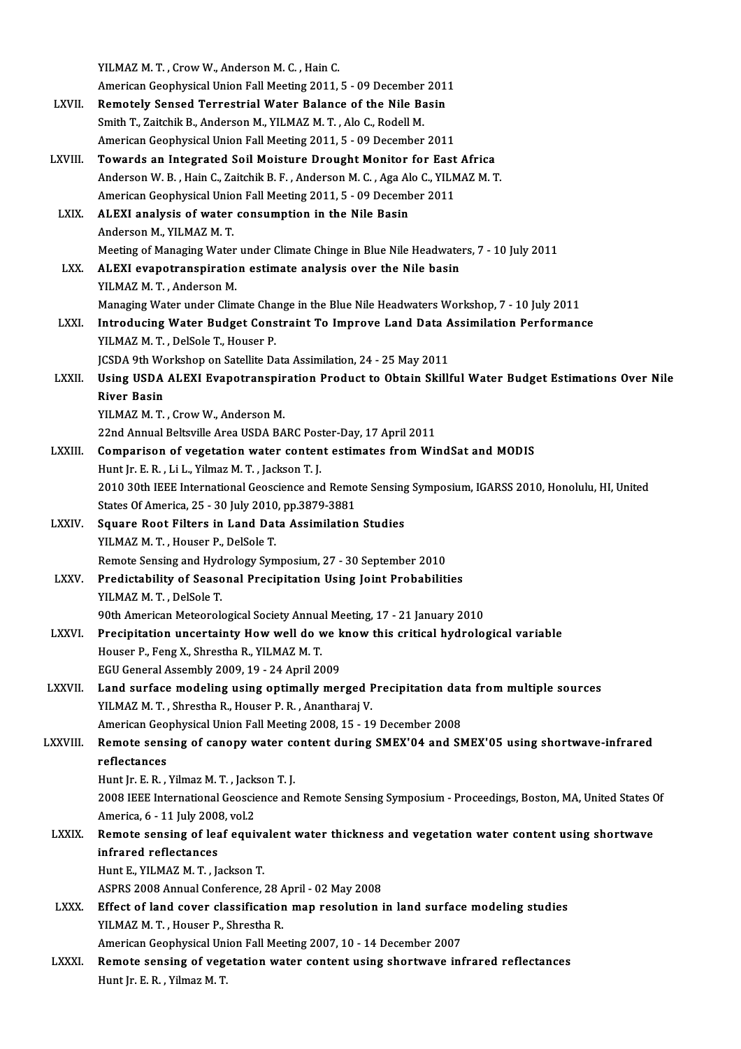YILMAZ M. T. , Crow W., Anderson M. C. , Hain C.
American Geophysical Union Fall Meeting 2011, 5 - 09 December 2011

LXVII. **Remotely Sensed Terrestrial Water Balance of the Nile Basin**
Smith T., Zaitchik B., Anderson M., YILMAZ M. T. , Alo C., Rodell M.
American Geophysical Union Fall Meeting 2011, 5 - 09 December 2011

LXVIII. **Towards an Integrated Soil Moisture Drought Monitor for East Africa**
Anderson W. B. , Hain C., Zaitchik B. F. , Anderson M. C. , Aga Alo C., YILMAZ M. T.
American Geophysical Union Fall Meeting 2011, 5 - 09 December 2011

LXIX. **ALEXI analysis of water consumption in the Nile Basin**
Anderson M., YILMAZ M. T.
Meeting of Managing Water under Climate Chinge in Blue Nile Headwaters, 7 - 10 July 2011

LXX. **ALEXI evapotranspiration estimate analysis over the Nile basin**
YILMAZ M. T. , Anderson M.
Managing Water under Climate Change in the Blue Nile Headwaters Workshop, 7 - 10 July 2011

LXXI. **Introducing Water Budget Constraint To Improve Land Data Assimilation Performance**
YILMAZ M. T. , DelSole T., Houser P.
JCSDA 9th Workshop on Satellite Data Assimilation, 24 - 25 May 2011

LXXII. **Using USDA ALEXI Evapotranspiration Product to Obtain Skillful Water Budget Estimations Over Nile River Basin**
YILMAZ M. T. , Crow W., Anderson M.
22nd Annual Beltsville Area USDA BARC Poster-Day, 17 April 2011

LXXIII. **Comparison of vegetation water content estimates from WindSat and MODIS**
Hunt Jr. E. R. , Li L., Yilmaz M. T. , Jackson T. J.
2010 30th IEEE International Geoscience and Remote Sensing Symposium, IGARSS 2010, Honolulu, HI, United States Of America, 25 - 30 July 2010, pp.3879-3881

LXXIV. **Square Root Filters in Land Data Assimilation Studies**
YILMAZ M. T. , Houser P., DelSole T.
Remote Sensing and Hydrology Symposium, 27 - 30 September 2010

LXXV. **Predictability of Seasonal Precipitation Using Joint Probabilities**
YILMAZ M. T. , DelSole T.
90th American Meteorological Society Annual Meeting, 17 - 21 January 2010

LXXVI. **Precipitation uncertainty How well do we know this critical hydrological variable**
Houser P., Feng X., Shrestha R., YILMAZ M. T.
EGU General Assembly 2009, 19 - 24 April 2009

LXXVII. **Land surface modeling using optimally merged Precipitation data from multiple sources**
YILMAZ M. T. , Shrestha R., Houser P. R. , Anantharaj V.
American Geophysical Union Fall Meeting 2008, 15 - 19 December 2008

LXXVIII. **Remote sensing of canopy water content during SMEX'04 and SMEX'05 using shortwave-infrared reflectances**
Hunt Jr. E. R. , Yilmaz M. T. , Jackson T. J.
2008 IEEE International Geoscience and Remote Sensing Symposium - Proceedings, Boston, MA, United States Of America, 6 - 11 July 2008, vol.2

LXXIX. **Remote sensing of leaf equivalent water thickness and vegetation water content using shortwave infrared reflectances**
Hunt E., YILMAZ M. T. , Jackson T.
ASPRS 2008 Annual Conference, 28 April - 02 May 2008

LXXX. **Effect of land cover classification map resolution in land surface modeling studies**
YILMAZ M. T. , Houser P., Shrestha R.
American Geophysical Union Fall Meeting 2007, 10 - 14 December 2007

LXXXI. **Remote sensing of vegetation water content using shortwave infrared reflectances**
Hunt Jr. E. R. , Yilmaz M. T.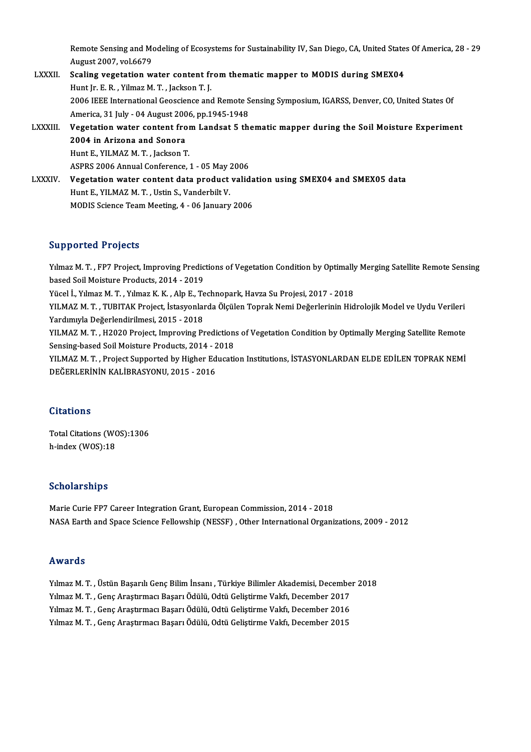Remote Sensing and Modeling of Ecosystems for Sustainability IV, San Diego, CA, United States Of America, 28 - 29 August 2007, vol.6679

LXXXII. **Scaling vegetation water content from thematic mapper to MODIS during SMEX04**
Hunt Jr. E. R. , Yilmaz M. T. , Jackson T. J.
2006 IEEE International Geoscience and Remote Sensing Symposium, IGARSS, Denver, CO, United States Of America, 31 July - 04 August 2006, pp.1945-1948

LXXXIII. **Vegetation water content from Landsat 5 thematic mapper during the Soil Moisture Experiment 2004 in Arizona and Sonora**
Hunt E., YILMAZ M. T. , Jackson T.
ASPRS 2006 Annual Conference, 1 - 05 May 2006

LXXXIV. **Vegetation water content data product validation using SMEX04 and SMEX05 data**
Hunt E., YILMAZ M. T. , Ustin S., Vanderbilt V.
MODIS Science Team Meeting, 4 - 06 January 2006

## Supported Projects

Yılmaz M. T. , FP7 Project, Improving Predictions of Vegetation Condition by Optimally Merging Satellite Remote Sensing based Soil Moisture Products, 2014 - 2019

Yücel İ., Yılmaz M. T. , Yılmaz K. K. , Alp E., Technopark, Havza Su Projesi, 2017 - 2018

YILMAZ M. T. , TUBITAK Project, İstasyonlarda Ölçülen Toprak Nemi Değerlerinin Hidrolojik Model ve Uydu Verileri Yardımıyla Değerlendirilmesi, 2015 - 2018

YILMAZ M. T. , H2020 Project, Improving Predictions of Vegetation Condition by Optimally Merging Satellite Remote Sensing-based Soil Moisture Products, 2014 - 2018

YILMAZ M. T. , Project Supported by Higher Education Institutions, İSTASYONLARDAN ELDE EDİLEN TOPRAK NEMİ DEĞERLERİNİN KALİBRASYONU, 2015 - 2016

## Citations

Total Citations (WOS):1306
h-index (WOS):18

## Scholarships

Marie Curie FP7 Career Integration Grant, European Commission, 2014 - 2018
NASA Earth and Space Science Fellowship (NESSF) , Other International Organizations, 2009 - 2012

## Awards

Yılmaz M. T. , Üstün Başarılı Genç Bilim İnsanı , Türkiye Bilimler Akademisi, December 2018
Yılmaz M. T. , Genç Araştırmacı Başarı Ödülü, Odtü Geliştirme Vakfı, December 2017
Yılmaz M. T. , Genç Araştırmacı Başarı Ödülü, Odtü Geliştirme Vakfı, December 2016
Yılmaz M. T. , Genç Araştırmacı Başarı Ödülü, Odtü Geliştirme Vakfı, December 2015